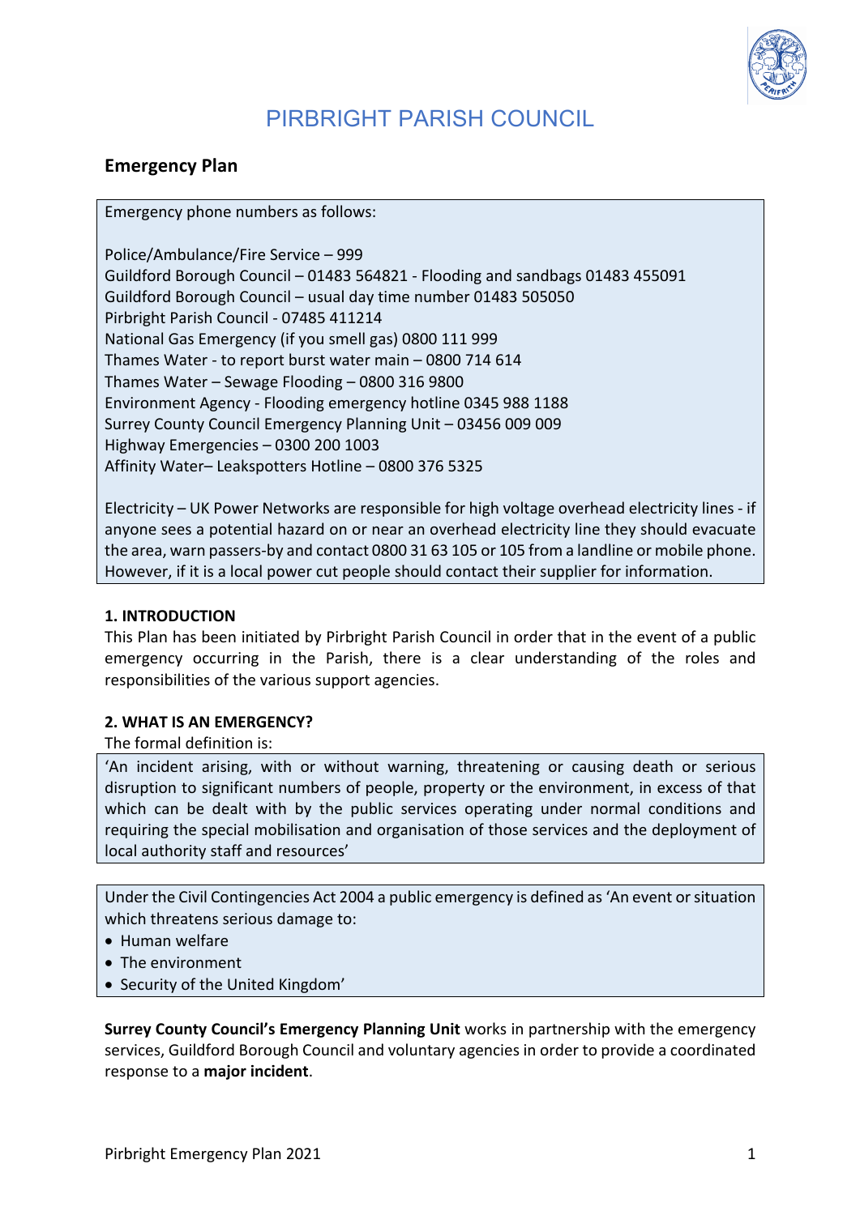# PIRBRIGHT PARISH COUNCIL

## Emergency Plan

Emergency phone numbers as follows:

Police/Ambulance/Fire Service – 999
Guildford Borough Council – 01483 564821 - Flooding and sandbags 01483 455091
Guildford Borough Council – usual day time number 01483 505050
Pirbright Parish Council - 07485 411214
National Gas Emergency (if you smell gas) 0800 111 999
Thames Water - to report burst water main – 0800 714 614
Thames Water – Sewage Flooding – 0800 316 9800
Environment Agency - Flooding emergency hotline 0345 988 1188
Surrey County Council Emergency Planning Unit – 03456 009 009
Highway Emergencies – 0300 200 1003
Affinity Water– Leakspotters Hotline – 0800 376 5325

Electricity – UK Power Networks are responsible for high voltage overhead electricity lines - if anyone sees a potential hazard on or near an overhead electricity line they should evacuate the area, warn passers-by and contact 0800 31 63 105 or 105 from a landline or mobile phone. However, if it is a local power cut people should contact their supplier for information.

### 1. INTRODUCTION

This Plan has been initiated by Pirbright Parish Council in order that in the event of a public emergency occurring in the Parish, there is a clear understanding of the roles and responsibilities of the various support agencies.

### 2. WHAT IS AN EMERGENCY?

The formal definition is:

'An incident arising, with or without warning, threatening or causing death or serious disruption to significant numbers of people, property or the environment, in excess of that which can be dealt with by the public services operating under normal conditions and requiring the special mobilisation and organisation of those services and the deployment of local authority staff and resources'

Under the Civil Contingencies Act 2004 a public emergency is defined as 'An event or situation which threatens serious damage to:

- Human welfare
- The environment
- Security of the United Kingdom'

**Surrey County Council's Emergency Planning Unit** works in partnership with the emergency services, Guildford Borough Council and voluntary agencies in order to provide a coordinated response to a **major incident**.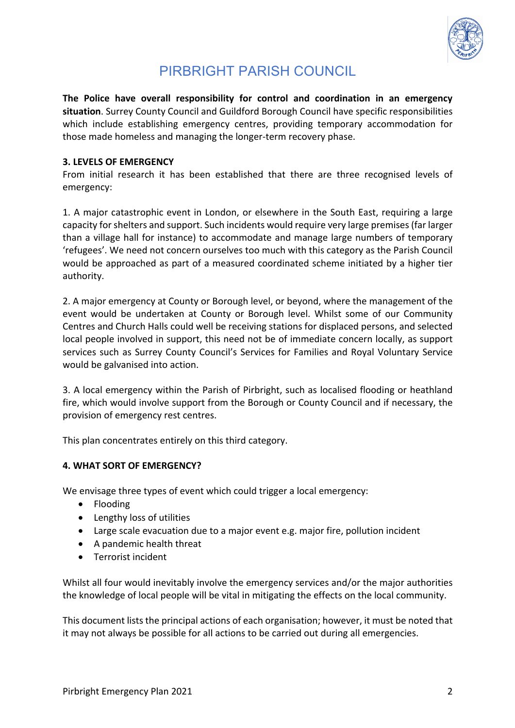# PIRBRIGHT PARISH COUNCIL

**The Police have overall responsibility for control and coordination in an emergency situation**. Surrey County Council and Guildford Borough Council have specific responsibilities which include establishing emergency centres, providing temporary accommodation for those made homeless and managing the longer-term recovery phase.

**3. LEVELS OF EMERGENCY**

From initial research it has been established that there are three recognised levels of emergency:

1. A major catastrophic event in London, or elsewhere in the South East, requiring a large capacity for shelters and support. Such incidents would require very large premises (far larger than a village hall for instance) to accommodate and manage large numbers of temporary 'refugees'. We need not concern ourselves too much with this category as the Parish Council would be approached as part of a measured coordinated scheme initiated by a higher tier authority.

2. A major emergency at County or Borough level, or beyond, where the management of the event would be undertaken at County or Borough level. Whilst some of our Community Centres and Church Halls could well be receiving stations for displaced persons, and selected local people involved in support, this need not be of immediate concern locally, as support services such as Surrey County Council's Services for Families and Royal Voluntary Service would be galvanised into action.

3. A local emergency within the Parish of Pirbright, such as localised flooding or heathland fire, which would involve support from the Borough or County Council and if necessary, the provision of emergency rest centres.

This plan concentrates entirely on this third category.

**4. WHAT SORT OF EMERGENCY?**

We envisage three types of event which could trigger a local emergency:

- Flooding
- Lengthy loss of utilities
- Large scale evacuation due to a major event e.g. major fire, pollution incident
- A pandemic health threat
- Terrorist incident

Whilst all four would inevitably involve the emergency services and/or the major authorities the knowledge of local people will be vital in mitigating the effects on the local community.

This document lists the principal actions of each organisation; however, it must be noted that it may not always be possible for all actions to be carried out during all emergencies.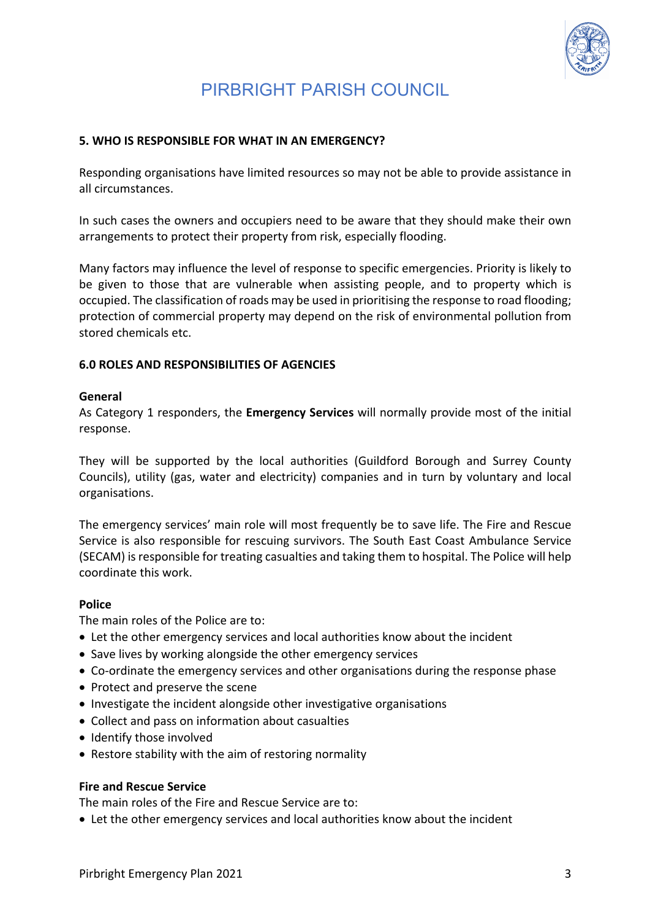## 5. WHO IS RESPONSIBLE FOR WHAT IN AN EMERGENCY?

Responding organisations have limited resources so may not be able to provide assistance in all circumstances.

In such cases the owners and occupiers need to be aware that they should make their own arrangements to protect their property from risk, especially flooding.

Many factors may influence the level of response to specific emergencies. Priority is likely to be given to those that are vulnerable when assisting people, and to property which is occupied. The classification of roads may be used in prioritising the response to road flooding; protection of commercial property may depend on the risk of environmental pollution from stored chemicals etc.

## 6.0 ROLES AND RESPONSIBILITIES OF AGENCIES

### General

As Category 1 responders, the **Emergency Services** will normally provide most of the initial response.

They will be supported by the local authorities (Guildford Borough and Surrey County Councils), utility (gas, water and electricity) companies and in turn by voluntary and local organisations.

The emergency services' main role will most frequently be to save life. The Fire and Rescue Service is also responsible for rescuing survivors. The South East Coast Ambulance Service (SECAM) is responsible for treating casualties and taking them to hospital. The Police will help coordinate this work.

### Police

The main roles of the Police are to:

- Let the other emergency services and local authorities know about the incident
- Save lives by working alongside the other emergency services
- Co-ordinate the emergency services and other organisations during the response phase
- Protect and preserve the scene
- Investigate the incident alongside other investigative organisations
- Collect and pass on information about casualties
- Identify those involved
- Restore stability with the aim of restoring normality

### Fire and Rescue Service

The main roles of the Fire and Rescue Service are to:

- Let the other emergency services and local authorities know about the incident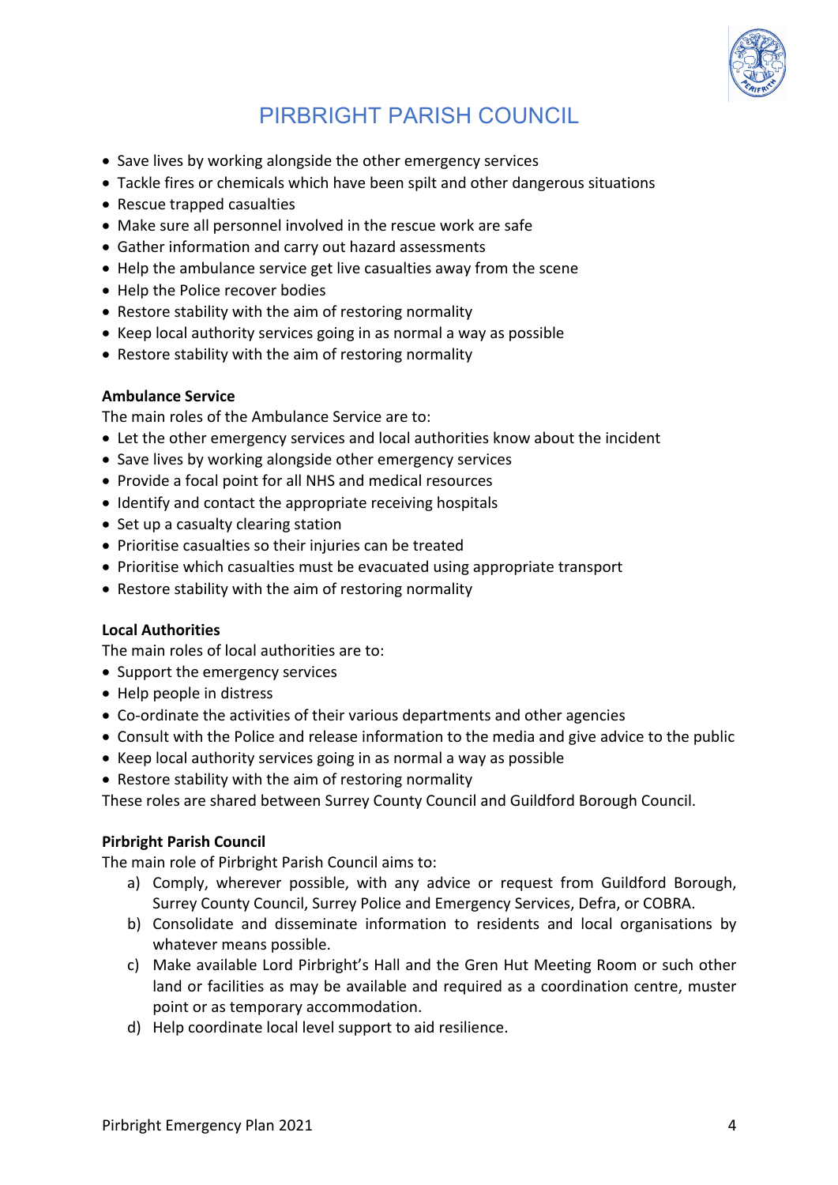- Save lives by working alongside the other emergency services
- Tackle fires or chemicals which have been spilt and other dangerous situations
- Rescue trapped casualties
- Make sure all personnel involved in the rescue work are safe
- Gather information and carry out hazard assessments
- Help the ambulance service get live casualties away from the scene
- Help the Police recover bodies
- Restore stability with the aim of restoring normality
- Keep local authority services going in as normal a way as possible
- Restore stability with the aim of restoring normality

**Ambulance Service**

The main roles of the Ambulance Service are to:

- Let the other emergency services and local authorities know about the incident
- Save lives by working alongside other emergency services
- Provide a focal point for all NHS and medical resources
- Identify and contact the appropriate receiving hospitals
- Set up a casualty clearing station
- Prioritise casualties so their injuries can be treated
- Prioritise which casualties must be evacuated using appropriate transport
- Restore stability with the aim of restoring normality

**Local Authorities**

The main roles of local authorities are to:

- Support the emergency services
- Help people in distress
- Co-ordinate the activities of their various departments and other agencies
- Consult with the Police and release information to the media and give advice to the public
- Keep local authority services going in as normal a way as possible
- Restore stability with the aim of restoring normality

These roles are shared between Surrey County Council and Guildford Borough Council.

**Pirbright Parish Council**

The main role of Pirbright Parish Council aims to:

a) Comply, wherever possible, with any advice or request from Guildford Borough, Surrey County Council, Surrey Police and Emergency Services, Defra, or COBRA.
b) Consolidate and disseminate information to residents and local organisations by whatever means possible.
c) Make available Lord Pirbright's Hall and the Gren Hut Meeting Room or such other land or facilities as may be available and required as a coordination centre, muster point or as temporary accommodation.
d) Help coordinate local level support to aid resilience.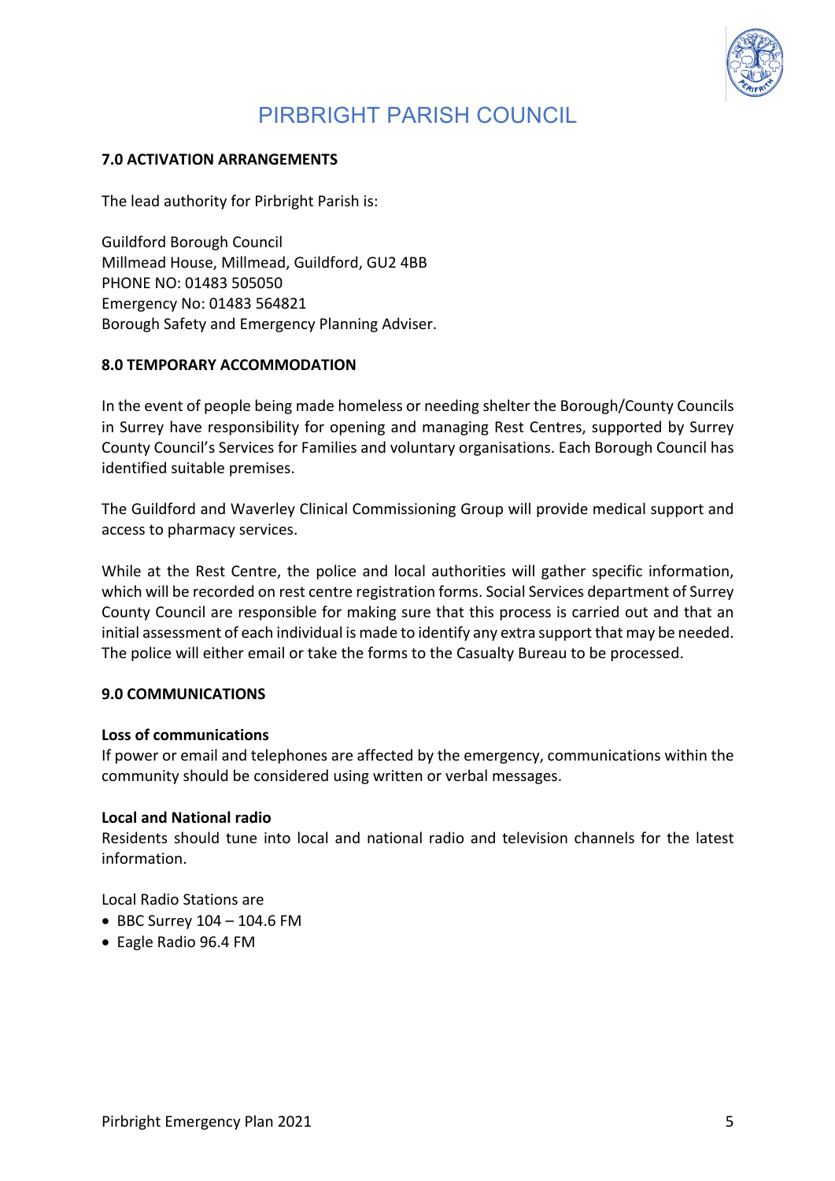## 7.0 ACTIVATION ARRANGEMENTS

The lead authority for Pirbright Parish is:

Guildford Borough Council
Millmead House, Millmead, Guildford, GU2 4BB
PHONE NO: 01483 505050
Emergency No: 01483 564821
Borough Safety and Emergency Planning Adviser.

## 8.0 TEMPORARY ACCOMMODATION

In the event of people being made homeless or needing shelter the Borough/County Councils in Surrey have responsibility for opening and managing Rest Centres, supported by Surrey County Council's Services for Families and voluntary organisations. Each Borough Council has identified suitable premises.

The Guildford and Waverley Clinical Commissioning Group will provide medical support and access to pharmacy services.

While at the Rest Centre, the police and local authorities will gather specific information, which will be recorded on rest centre registration forms. Social Services department of Surrey County Council are responsible for making sure that this process is carried out and that an initial assessment of each individual is made to identify any extra support that may be needed. The police will either email or take the forms to the Casualty Bureau to be processed.

## 9.0 COMMUNICATIONS

**Loss of communications**
If power or email and telephones are affected by the emergency, communications within the community should be considered using written or verbal messages.

**Local and National radio**
Residents should tune into local and national radio and television channels for the latest information.

Local Radio Stations are

- BBC Surrey 104 – 104.6 FM
- Eagle Radio 96.4 FM